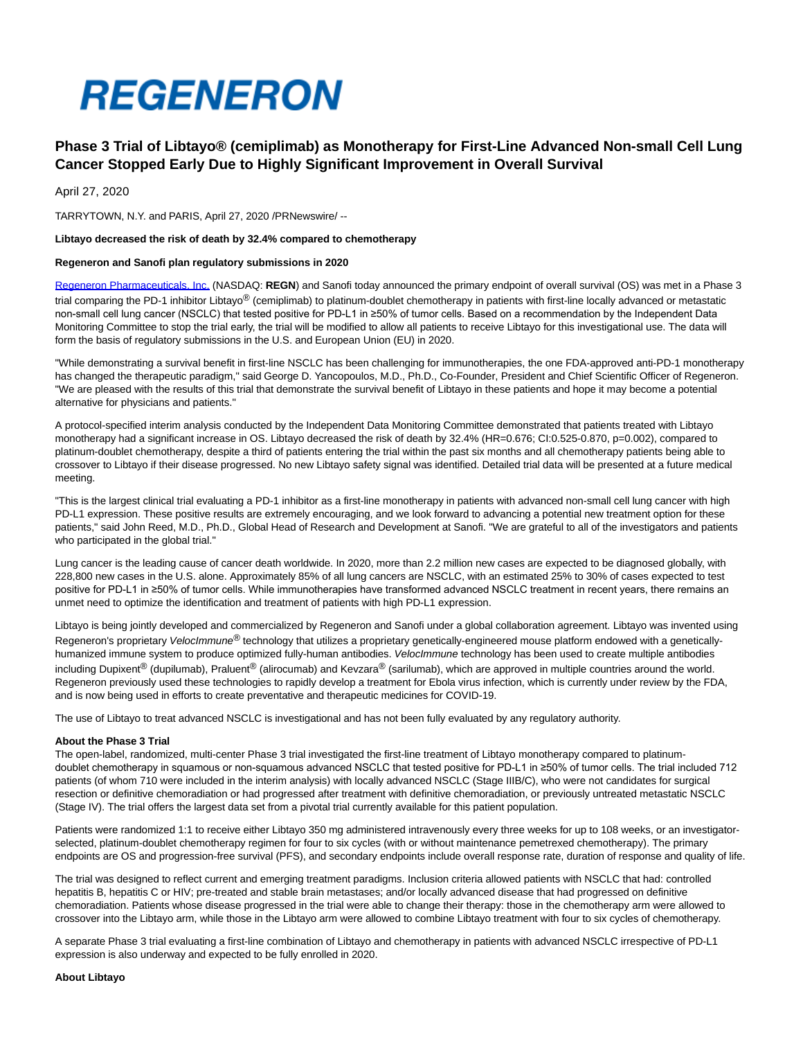# REGENERON

## Phase 3 Trial of Libtayo® (cemiplimab) as Monotherapy for First-Line Advanced Non-small Cell Lung Cancer Stopped Early Due to Highly Significant Improvement in Overall Survival

April 27, 2020

TARRYTOWN, N.Y. and PARIS, April 27, 2020 /PRNewswire/ --

**Libtayo decreased the risk of death by 32.4% compared to chemotherapy**

**Regeneron and Sanofi plan regulatory submissions in 2020**

Regeneron Pharmaceuticals, Inc. (NASDAQ: **REGN**) and Sanofi today announced the primary endpoint of overall survival (OS) was met in a Phase 3 trial comparing the PD-1 inhibitor Libtayo® (cemiplimab) to platinum-doublet chemotherapy in patients with first-line locally advanced or metastatic non-small cell lung cancer (NSCLC) that tested positive for PD-L1 in ≥50% of tumor cells. Based on a recommendation by the Independent Data Monitoring Committee to stop the trial early, the trial will be modified to allow all patients to receive Libtayo for this investigational use. The data will form the basis of regulatory submissions in the U.S. and European Union (EU) in 2020.

"While demonstrating a survival benefit in first-line NSCLC has been challenging for immunotherapies, the one FDA-approved anti-PD-1 monotherapy has changed the therapeutic paradigm," said George D. Yancopoulos, M.D., Ph.D., Co-Founder, President and Chief Scientific Officer of Regeneron. "We are pleased with the results of this trial that demonstrate the survival benefit of Libtayo in these patients and hope it may become a potential alternative for physicians and patients."

A protocol-specified interim analysis conducted by the Independent Data Monitoring Committee demonstrated that patients treated with Libtayo monotherapy had a significant increase in OS. Libtayo decreased the risk of death by 32.4% (HR=0.676; CI:0.525-0.870, p=0.002), compared to platinum-doublet chemotherapy, despite a third of patients entering the trial within the past six months and all chemotherapy patients being able to crossover to Libtayo if their disease progressed. No new Libtayo safety signal was identified. Detailed trial data will be presented at a future medical meeting.

"This is the largest clinical trial evaluating a PD-1 inhibitor as a first-line monotherapy in patients with advanced non-small cell lung cancer with high PD-L1 expression. These positive results are extremely encouraging, and we look forward to advancing a potential new treatment option for these patients," said John Reed, M.D., Ph.D., Global Head of Research and Development at Sanofi. "We are grateful to all of the investigators and patients who participated in the global trial."

Lung cancer is the leading cause of cancer death worldwide. In 2020, more than 2.2 million new cases are expected to be diagnosed globally, with 228,800 new cases in the U.S. alone. Approximately 85% of all lung cancers are NSCLC, with an estimated 25% to 30% of cases expected to test positive for PD-L1 in ≥50% of tumor cells. While immunotherapies have transformed advanced NSCLC treatment in recent years, there remains an unmet need to optimize the identification and treatment of patients with high PD-L1 expression.

Libtayo is being jointly developed and commercialized by Regeneron and Sanofi under a global collaboration agreement. Libtayo was invented using Regeneron's proprietary *VelocImmune*® technology that utilizes a proprietary genetically-engineered mouse platform endowed with a genetically-humanized immune system to produce optimized fully-human antibodies. *VelocImmune* technology has been used to create multiple antibodies including Dupixent® (dupilumab), Praluent® (alirocumab) and Kevzara® (sarilumab), which are approved in multiple countries around the world. Regeneron previously used these technologies to rapidly develop a treatment for Ebola virus infection, which is currently under review by the FDA, and is now being used in efforts to create preventative and therapeutic medicines for COVID-19.

The use of Libtayo to treat advanced NSCLC is investigational and has not been fully evaluated by any regulatory authority.

**About the Phase 3 Trial**

The open-label, randomized, multi-center Phase 3 trial investigated the first-line treatment of Libtayo monotherapy compared to platinum-doublet chemotherapy in squamous or non-squamous advanced NSCLC that tested positive for PD-L1 in ≥50% of tumor cells. The trial included 712 patients (of whom 710 were included in the interim analysis) with locally advanced NSCLC (Stage IIIB/C), who were not candidates for surgical resection or definitive chemoradiation or had progressed after treatment with definitive chemoradiation, or previously untreated metastatic NSCLC (Stage IV). The trial offers the largest data set from a pivotal trial currently available for this patient population.

Patients were randomized 1:1 to receive either Libtayo 350 mg administered intravenously every three weeks for up to 108 weeks, or an investigator-selected, platinum-doublet chemotherapy regimen for four to six cycles (with or without maintenance pemetrexed chemotherapy). The primary endpoints are OS and progression-free survival (PFS), and secondary endpoints include overall response rate, duration of response and quality of life.

The trial was designed to reflect current and emerging treatment paradigms. Inclusion criteria allowed patients with NSCLC that had: controlled hepatitis B, hepatitis C or HIV; pre-treated and stable brain metastases; and/or locally advanced disease that had progressed on definitive chemoradiation. Patients whose disease progressed in the trial were able to change their therapy: those in the chemotherapy arm were allowed to crossover into the Libtayo arm, while those in the Libtayo arm were allowed to combine Libtayo treatment with four to six cycles of chemotherapy.

A separate Phase 3 trial evaluating a first-line combination of Libtayo and chemotherapy in patients with advanced NSCLC irrespective of PD-L1 expression is also underway and expected to be fully enrolled in 2020.

**About Libtayo**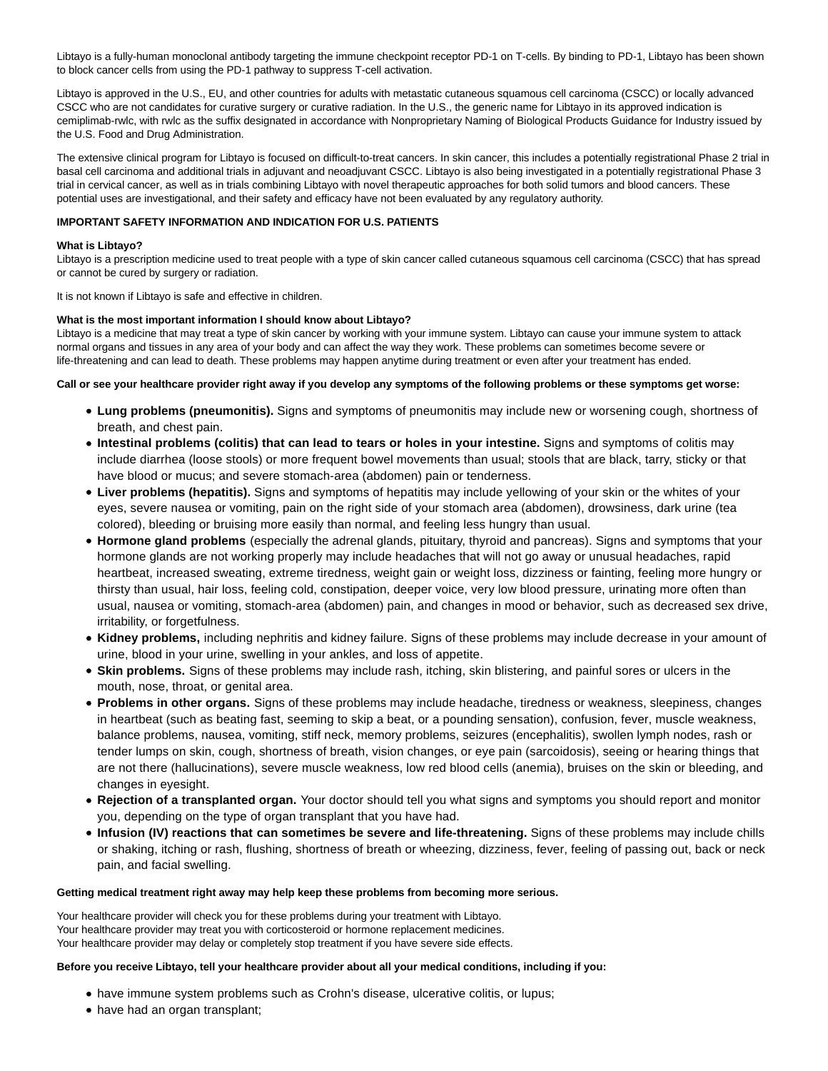Libtayo is a fully-human monoclonal antibody targeting the immune checkpoint receptor PD-1 on T-cells. By binding to PD-1, Libtayo has been shown to block cancer cells from using the PD-1 pathway to suppress T-cell activation.

Libtayo is approved in the U.S., EU, and other countries for adults with metastatic cutaneous squamous cell carcinoma (CSCC) or locally advanced CSCC who are not candidates for curative surgery or curative radiation. In the U.S., the generic name for Libtayo in its approved indication is cemiplimab-rwlc, with rwlc as the suffix designated in accordance with Nonproprietary Naming of Biological Products Guidance for Industry issued by the U.S. Food and Drug Administration.

The extensive clinical program for Libtayo is focused on difficult-to-treat cancers. In skin cancer, this includes a potentially registrational Phase 2 trial in basal cell carcinoma and additional trials in adjuvant and neoadjuvant CSCC. Libtayo is also being investigated in a potentially registrational Phase 3 trial in cervical cancer, as well as in trials combining Libtayo with novel therapeutic approaches for both solid tumors and blood cancers. These potential uses are investigational, and their safety and efficacy have not been evaluated by any regulatory authority.

**IMPORTANT SAFETY INFORMATION AND INDICATION FOR U.S. PATIENTS**

**What is Libtayo?**
Libtayo is a prescription medicine used to treat people with a type of skin cancer called cutaneous squamous cell carcinoma (CSCC) that has spread or cannot be cured by surgery or radiation.

It is not known if Libtayo is safe and effective in children.

**What is the most important information I should know about Libtayo?**
Libtayo is a medicine that may treat a type of skin cancer by working with your immune system. Libtayo can cause your immune system to attack normal organs and tissues in any area of your body and can affect the way they work. These problems can sometimes become severe or life-threatening and can lead to death. These problems may happen anytime during treatment or even after your treatment has ended.

**Call or see your healthcare provider right away if you develop any symptoms of the following problems or these symptoms get worse:**

- **Lung problems (pneumonitis).** Signs and symptoms of pneumonitis may include new or worsening cough, shortness of breath, and chest pain.
- **Intestinal problems (colitis) that can lead to tears or holes in your intestine.** Signs and symptoms of colitis may include diarrhea (loose stools) or more frequent bowel movements than usual; stools that are black, tarry, sticky or that have blood or mucus; and severe stomach-area (abdomen) pain or tenderness.
- **Liver problems (hepatitis).** Signs and symptoms of hepatitis may include yellowing of your skin or the whites of your eyes, severe nausea or vomiting, pain on the right side of your stomach area (abdomen), drowsiness, dark urine (tea colored), bleeding or bruising more easily than normal, and feeling less hungry than usual.
- **Hormone gland problems** (especially the adrenal glands, pituitary, thyroid and pancreas). Signs and symptoms that your hormone glands are not working properly may include headaches that will not go away or unusual headaches, rapid heartbeat, increased sweating, extreme tiredness, weight gain or weight loss, dizziness or fainting, feeling more hungry or thirsty than usual, hair loss, feeling cold, constipation, deeper voice, very low blood pressure, urinating more often than usual, nausea or vomiting, stomach-area (abdomen) pain, and changes in mood or behavior, such as decreased sex drive, irritability, or forgetfulness.
- **Kidney problems,** including nephritis and kidney failure. Signs of these problems may include decrease in your amount of urine, blood in your urine, swelling in your ankles, and loss of appetite.
- **Skin problems.** Signs of these problems may include rash, itching, skin blistering, and painful sores or ulcers in the mouth, nose, throat, or genital area.
- **Problems in other organs.** Signs of these problems may include headache, tiredness or weakness, sleepiness, changes in heartbeat (such as beating fast, seeming to skip a beat, or a pounding sensation), confusion, fever, muscle weakness, balance problems, nausea, vomiting, stiff neck, memory problems, seizures (encephalitis), swollen lymph nodes, rash or tender lumps on skin, cough, shortness of breath, vision changes, or eye pain (sarcoidosis), seeing or hearing things that are not there (hallucinations), severe muscle weakness, low red blood cells (anemia), bruises on the skin or bleeding, and changes in eyesight.
- **Rejection of a transplanted organ.** Your doctor should tell you what signs and symptoms you should report and monitor you, depending on the type of organ transplant that you have had.
- **Infusion (IV) reactions that can sometimes be severe and life-threatening.** Signs of these problems may include chills or shaking, itching or rash, flushing, shortness of breath or wheezing, dizziness, fever, feeling of passing out, back or neck pain, and facial swelling.

**Getting medical treatment right away may help keep these problems from becoming more serious.**

Your healthcare provider will check you for these problems during your treatment with Libtayo.
Your healthcare provider may treat you with corticosteroid or hormone replacement medicines.
Your healthcare provider may delay or completely stop treatment if you have severe side effects.

**Before you receive Libtayo, tell your healthcare provider about all your medical conditions, including if you:**

- have immune system problems such as Crohn's disease, ulcerative colitis, or lupus;
- have had an organ transplant;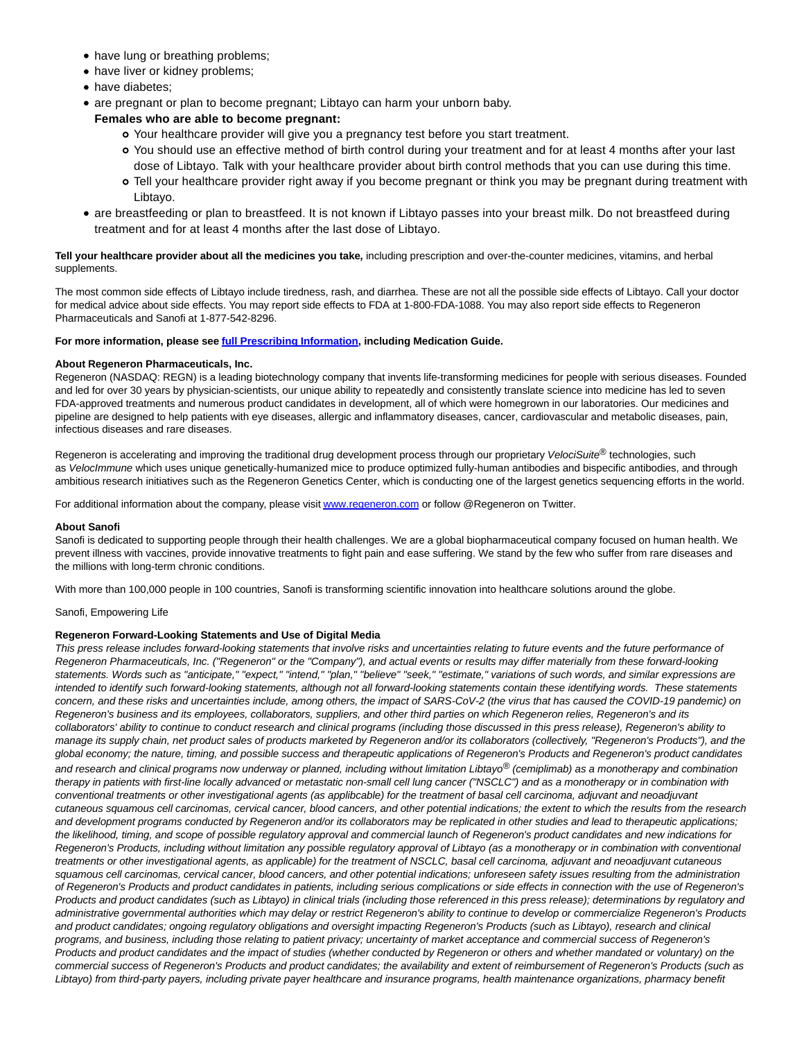- have lung or breathing problems;
- have liver or kidney problems;
- have diabetes;
- are pregnant or plan to become pregnant; Libtayo can harm your unborn baby.

  **Females who are able to become pregnant:**
  - Your healthcare provider will give you a pregnancy test before you start treatment.
  - You should use an effective method of birth control during your treatment and for at least 4 months after your last dose of Libtayo. Talk with your healthcare provider about birth control methods that you can use during this time.
  - Tell your healthcare provider right away if you become pregnant or think you may be pregnant during treatment with Libtayo.
- are breastfeeding or plan to breastfeed. It is not known if Libtayo passes into your breast milk. Do not breastfeed during treatment and for at least 4 months after the last dose of Libtayo.

**Tell your healthcare provider about all the medicines you take,** including prescription and over-the-counter medicines, vitamins, and herbal supplements.

The most common side effects of Libtayo include tiredness, rash, and diarrhea. These are not all the possible side effects of Libtayo. Call your doctor for medical advice about side effects. You may report side effects to FDA at 1-800-FDA-1088. You may also report side effects to Regeneron Pharmaceuticals and Sanofi at 1-877-542-8296.

**For more information, please see [full Prescribing Information](), including Medication Guide.**

**About Regeneron Pharmaceuticals, Inc.**

Regeneron (NASDAQ: REGN) is a leading biotechnology company that invents life-transforming medicines for people with serious diseases. Founded and led for over 30 years by physician-scientists, our unique ability to repeatedly and consistently translate science into medicine has led to seven FDA-approved treatments and numerous product candidates in development, all of which were homegrown in our laboratories. Our medicines and pipeline are designed to help patients with eye diseases, allergic and inflammatory diseases, cancer, cardiovascular and metabolic diseases, pain, infectious diseases and rare diseases.

Regeneron is accelerating and improving the traditional drug development process through our proprietary *VelociSuite*® technologies, such as *VelocImmune* which uses unique genetically-humanized mice to produce optimized fully-human antibodies and bispecific antibodies, and through ambitious research initiatives such as the Regeneron Genetics Center, which is conducting one of the largest genetics sequencing efforts in the world.

For additional information about the company, please visit [www.regeneron.com]() or follow @Regeneron on Twitter.

**About Sanofi**

Sanofi is dedicated to supporting people through their health challenges. We are a global biopharmaceutical company focused on human health. We prevent illness with vaccines, provide innovative treatments to fight pain and ease suffering. We stand by the few who suffer from rare diseases and the millions with long-term chronic conditions.

With more than 100,000 people in 100 countries, Sanofi is transforming scientific innovation into healthcare solutions around the globe.

Sanofi, Empowering Life

**Regeneron Forward-Looking Statements and Use of Digital Media**

*This press release includes forward-looking statements that involve risks and uncertainties relating to future events and the future performance of Regeneron Pharmaceuticals, Inc. ("Regeneron" or the "Company"), and actual events or results may differ materially from these forward-looking statements. Words such as "anticipate," "expect," "intend," "plan," "believe" "seek," "estimate," variations of such words, and similar expressions are intended to identify such forward-looking statements, although not all forward-looking statements contain these identifying words. These statements concern, and these risks and uncertainties include, among others, the impact of SARS-CoV-2 (the virus that has caused the COVID-19 pandemic) on Regeneron's business and its employees, collaborators, suppliers, and other third parties on which Regeneron relies, Regeneron's and its collaborators' ability to continue to conduct research and clinical programs (including those discussed in this press release), Regeneron's ability to manage its supply chain, net product sales of products marketed by Regeneron and/or its collaborators (collectively, "Regeneron's Products"), and the global economy; the nature, timing, and possible success and therapeutic applications of Regeneron's Products and Regeneron's product candidates and research and clinical programs now underway or planned, including without limitation Libtayo® (cemiplimab) as a monotherapy and combination therapy in patients with first-line locally advanced or metastatic non-small cell lung cancer ("NSCLC") and as a monotherapy or in combination with conventional treatments or other investigational agents (as applibcable) for the treatment of basal cell carcinoma, adjuvant and neoadjuvant cutaneous squamous cell carcinomas, cervical cancer, blood cancers, and other potential indications; the extent to which the results from the research and development programs conducted by Regeneron and/or its collaborators may be replicated in other studies and lead to therapeutic applications; the likelihood, timing, and scope of possible regulatory approval and commercial launch of Regeneron's product candidates and new indications for Regeneron's Products, including without limitation any possible regulatory approval of Libtayo (as a monotherapy or in combination with conventional treatments or other investigational agents, as applicable) for the treatment of NSCLC, basal cell carcinoma, adjuvant and neoadjuvant cutaneous squamous cell carcinomas, cervical cancer, blood cancers, and other potential indications; unforeseen safety issues resulting from the administration of Regeneron's Products and product candidates in patients, including serious complications or side effects in connection with the use of Regeneron's Products and product candidates (such as Libtayo) in clinical trials (including those referenced in this press release); determinations by regulatory and administrative governmental authorities which may delay or restrict Regeneron's ability to continue to develop or commercialize Regeneron's Products and product candidates; ongoing regulatory obligations and oversight impacting Regeneron's Products (such as Libtayo), research and clinical programs, and business, including those relating to patient privacy; uncertainty of market acceptance and commercial success of Regeneron's Products and product candidates and the impact of studies (whether conducted by Regeneron or others and whether mandated or voluntary) on the commercial success of Regeneron's Products and product candidates; the availability and extent of reimbursement of Regeneron's Products (such as Libtayo) from third-party payers, including private payer healthcare and insurance programs, health maintenance organizations, pharmacy benefit*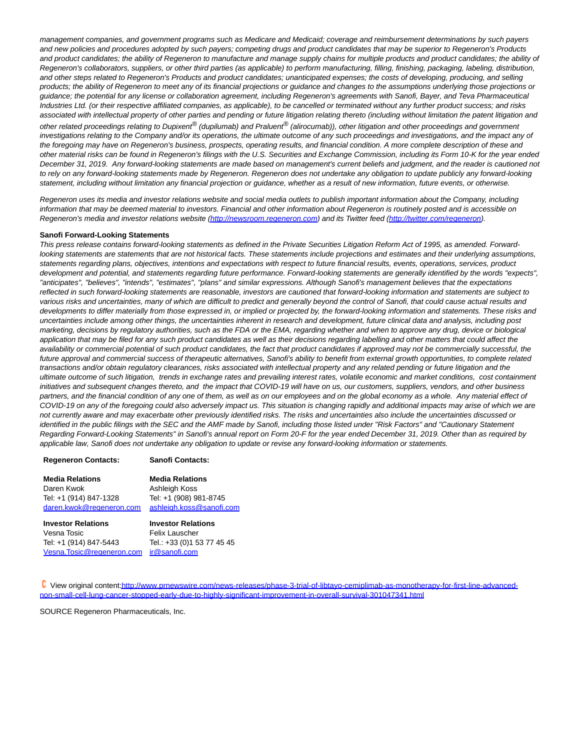*management companies, and government programs such as Medicare and Medicaid; coverage and reimbursement determinations by such payers and new policies and procedures adopted by such payers; competing drugs and product candidates that may be superior to Regeneron's Products and product candidates; the ability of Regeneron to manufacture and manage supply chains for multiple products and product candidates; the ability of Regeneron's collaborators, suppliers, or other third parties (as applicable) to perform manufacturing, filling, finishing, packaging, labeling, distribution, and other steps related to Regeneron's Products and product candidates; unanticipated expenses; the costs of developing, producing, and selling products; the ability of Regeneron to meet any of its financial projections or guidance and changes to the assumptions underlying those projections or guidance; the potential for any license or collaboration agreement, including Regeneron's agreements with Sanofi, Bayer, and Teva Pharmaceutical Industries Ltd. (or their respective affiliated companies, as applicable), to be cancelled or terminated without any further product success; and risks associated with intellectual property of other parties and pending or future litigation relating thereto (including without limitation the patent litigation and other related proceedings relating to Dupixent® (dupilumab) and Praluent® (alirocumab)), other litigation and other proceedings and government investigations relating to the Company and/or its operations, the ultimate outcome of any such proceedings and investigations, and the impact any of the foregoing may have on Regeneron's business, prospects, operating results, and financial condition. A more complete description of these and other material risks can be found in Regeneron's filings with the U.S. Securities and Exchange Commission, including its Form 10-K for the year ended December 31, 2019. Any forward-looking statements are made based on management's current beliefs and judgment, and the reader is cautioned not to rely on any forward-looking statements made by Regeneron. Regeneron does not undertake any obligation to update publicly any forward-looking statement, including without limitation any financial projection or guidance, whether as a result of new information, future events, or otherwise.*

*Regeneron uses its media and investor relations website and social media outlets to publish important information about the Company, including information that may be deemed material to investors. Financial and other information about Regeneron is routinely posted and is accessible on Regeneron's media and investor relations website (http://newsroom.regeneron.com) and its Twitter feed (http://twitter.com/regeneron).*

**Sanofi Forward-Looking Statements**

*This press release contains forward-looking statements as defined in the Private Securities Litigation Reform Act of 1995, as amended. Forward-looking statements are statements that are not historical facts. These statements include projections and estimates and their underlying assumptions, statements regarding plans, objectives, intentions and expectations with respect to future financial results, events, operations, services, product development and potential, and statements regarding future performance. Forward-looking statements are generally identified by the words "expects", "anticipates", "believes", "intends", "estimates", "plans" and similar expressions. Although Sanofi's management believes that the expectations reflected in such forward-looking statements are reasonable, investors are cautioned that forward-looking information and statements are subject to various risks and uncertainties, many of which are difficult to predict and generally beyond the control of Sanofi, that could cause actual results and developments to differ materially from those expressed in, or implied or projected by, the forward-looking information and statements. These risks and uncertainties include among other things, the uncertainties inherent in research and development, future clinical data and analysis, including post marketing, decisions by regulatory authorities, such as the FDA or the EMA, regarding whether and when to approve any drug, device or biological application that may be filed for any such product candidates as well as their decisions regarding labelling and other matters that could affect the availability or commercial potential of such product candidates, the fact that product candidates if approved may not be commercially successful, the future approval and commercial success of therapeutic alternatives, Sanofi's ability to benefit from external growth opportunities, to complete related transactions and/or obtain regulatory clearances, risks associated with intellectual property and any related pending or future litigation and the ultimate outcome of such litigation, trends in exchange rates and prevailing interest rates, volatile economic and market conditions, cost containment initiatives and subsequent changes thereto, and the impact that COVID-19 will have on us, our customers, suppliers, vendors, and other business partners, and the financial condition of any one of them, as well as on our employees and on the global economy as a whole. Any material effect of COVID-19 on any of the foregoing could also adversely impact us. This situation is changing rapidly and additional impacts may arise of which we are not currently aware and may exacerbate other previously identified risks. The risks and uncertainties also include the uncertainties discussed or identified in the public filings with the SEC and the AMF made by Sanofi, including those listed under "Risk Factors" and "Cautionary Statement Regarding Forward-Looking Statements" in Sanofi's annual report on Form 20-F for the year ended December 31, 2019. Other than as required by applicable law, Sanofi does not undertake any obligation to update or revise any forward-looking information or statements.*

| **Regeneron Contacts:** | **Sanofi Contacts:** |
| --- | --- |
| **Media Relations**<br>Daren Kwok<br>Tel: +1 (914) 847-1328<br>daren.kwok@regeneron.com | **Media Relations**<br>Ashleigh Koss<br>Tel: +1 (908) 981-8745<br>ashleigh.koss@sanofi.com |
| **Investor Relations**<br>Vesna Tosic<br>Tel: +1 (914) 847-5443<br>Vesna.Tosic@regeneron.com | **Investor Relations**<br>Felix Lauscher<br>Tel.: +33 (0)1 53 77 45 45<br>ir@sanofi.com |

View original content:http://www.prnewswire.com/news-releases/phase-3-trial-of-libtayo-cemiplimab-as-monotherapy-for-first-line-advanced-non-small-cell-lung-cancer-stopped-early-due-to-highly-significant-improvement-in-overall-survival-301047341.html

SOURCE Regeneron Pharmaceuticals, Inc.